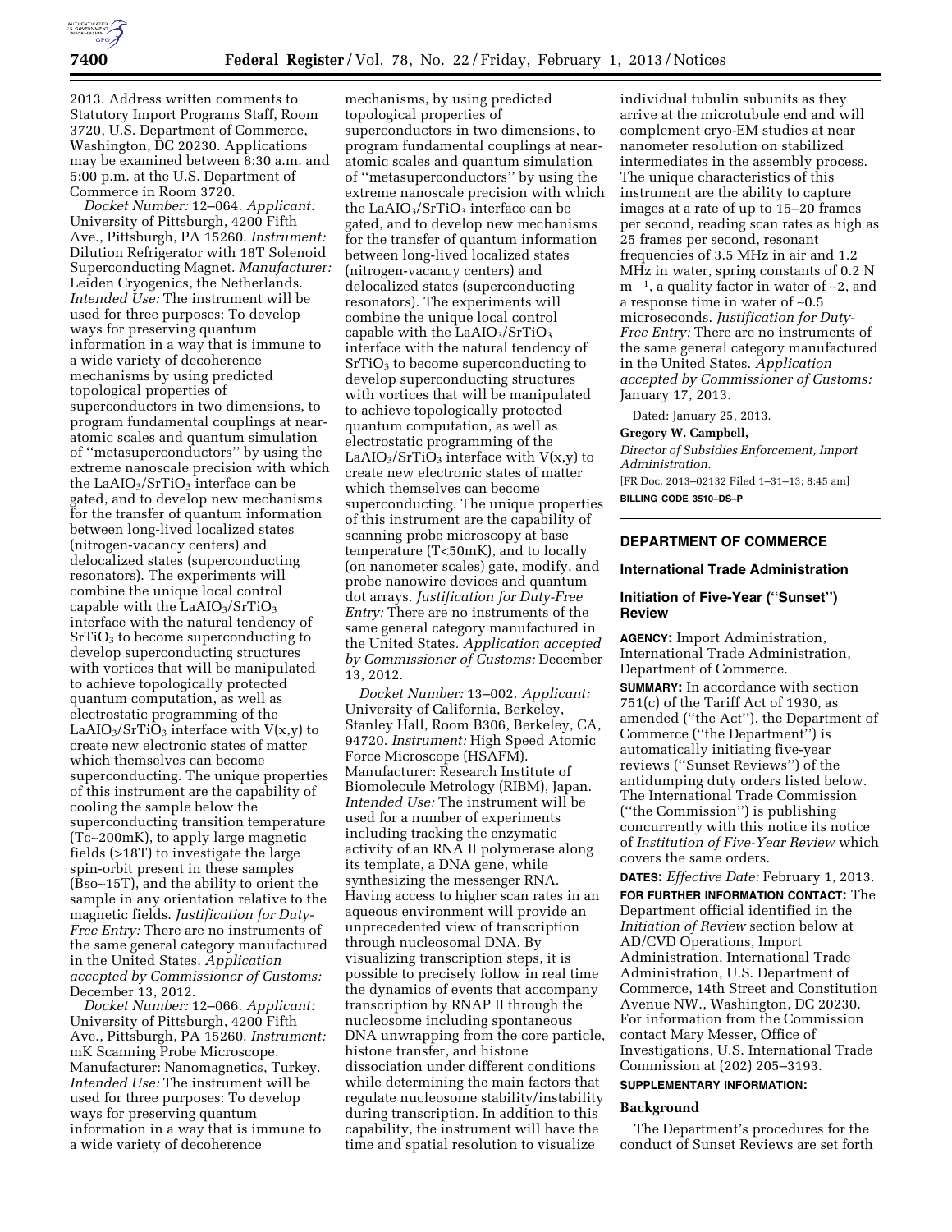2013. Address written comments to Statutory Import Programs Staff, Room 3720, U.S. Department of Commerce, Washington, DC 20230. Applications may be examined between 8:30 a.m. and 5:00 p.m. at the U.S. Department of Commerce in Room 3720.

*Docket Number:* 12–064. *Applicant:* University of Pittsburgh, 4200 Fifth Ave., Pittsburgh, PA 15260. *Instrument:* Dilution Refrigerator with 18T Solenoid Superconducting Magnet. *Manufacturer:* Leiden Cryogenics, the Netherlands. *Intended Use:* The instrument will be used for three purposes: To develop ways for preserving quantum information in a way that is immune to a wide variety of decoherence mechanisms by using predicted topological properties of superconductors in two dimensions, to program fundamental couplings at near-atomic scales and quantum simulation of ''metasuperconductors'' by using the extreme nanoscale precision with which the $LaAlO_3/SrTiO_3$ interface can be gated, and to develop new mechanisms for the transfer of quantum information between long-lived localized states (nitrogen-vacancy centers) and delocalized states (superconducting resonators). The experiments will combine the unique local control capable with the $LaAlO_3/SrTiO_3$ interface with the natural tendency of $SrTiO_3$ to become superconducting to develop superconducting structures with vortices that will be manipulated to achieve topologically protected quantum computation, as well as electrostatic programming of the $LaAlO_3/SrTiO_3$ interface with V(x,y) to create new electronic states of matter which themselves can become superconducting. The unique properties of this instrument are the capability of cooling the sample below the superconducting transition temperature (Tc~200mK), to apply large magnetic fields (>18T) to investigate the large spin-orbit present in these samples (Bso~15T), and the ability to orient the sample in any orientation relative to the magnetic fields. *Justification for Duty-Free Entry:* There are no instruments of the same general category manufactured in the United States. *Application accepted by Commissioner of Customs:* December 13, 2012.

*Docket Number:* 12–066. *Applicant:* University of Pittsburgh, 4200 Fifth Ave., Pittsburgh, PA 15260. *Instrument:* mK Scanning Probe Microscope. Manufacturer: Nanomagnetics, Turkey. *Intended Use:* The instrument will be used for three purposes: To develop ways for preserving quantum information in a way that is immune to a wide variety of decoherence mechanisms, by using predicted topological properties of superconductors in two dimensions, to program fundamental couplings at near-atomic scales and quantum simulation of ''metasuperconductors'' by using the extreme nanoscale precision with which the $LaAlO_3/SrTiO_3$ interface can be gated, and to develop new mechanisms for the transfer of quantum information between long-lived localized states (nitrogen-vacancy centers) and delocalized states (superconducting resonators). The experiments will combine the unique local control capable with the $LaAlO_3/SrTiO_3$ interface with the natural tendency of $SrTiO_3$ to become superconducting to develop superconducting structures with vortices that will be manipulated to achieve topologically protected quantum computation, as well as electrostatic programming of the $LaAlO_3/SrTiO_3$ interface with V(x,y) to create new electronic states of matter which themselves can become superconducting. The unique properties of this instrument are the capability of scanning probe microscopy at base temperature (T<50mK), and to locally (on nanometer scales) gate, modify, and probe nanowire devices and quantum dot arrays. *Justification for Duty-Free Entry:* There are no instruments of the same general category manufactured in the United States. *Application accepted by Commissioner of Customs:* December 13, 2012.

*Docket Number:* 13–002. *Applicant:* University of California, Berkeley, Stanley Hall, Room B306, Berkeley, CA, 94720. *Instrument:* High Speed Atomic Force Microscope (HSAFM). Manufacturer: Research Institute of Biomolecule Metrology (RIBM), Japan. *Intended Use:* The instrument will be used for a number of experiments including tracking the enzymatic activity of an RNA II polymerase along its template, a DNA gene, while synthesizing the messenger RNA. Having access to higher scan rates in an aqueous environment will provide an unprecedented view of transcription through nucleosomal DNA. By visualizing transcription steps, it is possible to precisely follow in real time the dynamics of events that accompany transcription by RNAP II through the nucleosome including spontaneous DNA unwrapping from the core particle, histone transfer, and histone dissociation under different conditions while determining the main factors that regulate nucleosome stability/instability during transcription. In addition to this capability, the instrument will have the time and spatial resolution to visualize individual tubulin subunits as they arrive at the microtubule end and will complement cryo-EM studies at near nanometer resolution on stabilized intermediates in the assembly process. The unique characteristics of this instrument are the ability to capture images at a rate of up to 15–20 frames per second, reading scan rates as high as 25 frames per second, resonant frequencies of 3.5 MHz in air and 1.2 MHz in water, spring constants of 0.2 N $m^{-1}$, a quality factor in water of ~2, and a response time in water of ~0.5 microseconds. *Justification for Duty-Free Entry:* There are no instruments of the same general category manufactured in the United States. *Application accepted by Commissioner of Customs:* January 17, 2013.

Dated: January 25, 2013.

**Gregory W. Campbell,**

*Director of Subsidies Enforcement, Import Administration.*

[FR Doc. 2013–02132 Filed 1–31–13; 8:45 am]

**BILLING CODE 3510–DS–P**

---

## DEPARTMENT OF COMMERCE

### International Trade Administration

### Initiation of Five-Year (''Sunset'') Review

**AGENCY:** Import Administration, International Trade Administration, Department of Commerce.

**SUMMARY:** In accordance with section 751(c) of the Tariff Act of 1930, as amended (''the Act''), the Department of Commerce (''the Department'') is automatically initiating five-year reviews (''Sunset Reviews'') of the antidumping duty orders listed below. The International Trade Commission (''the Commission'') is publishing concurrently with this notice its notice of *Institution of Five-Year Review* which covers the same orders.

**DATES:** *Effective Date:* February 1, 2013.

**FOR FURTHER INFORMATION CONTACT:** The Department official identified in the *Initiation of Review* section below at AD/CVD Operations, Import Administration, International Trade Administration, U.S. Department of Commerce, 14th Street and Constitution Avenue NW., Washington, DC 20230. For information from the Commission contact Mary Messer, Office of Investigations, U.S. International Trade Commission at (202) 205–3193.

**SUPPLEMENTARY INFORMATION:**

#### Background

The Department's procedures for the conduct of Sunset Reviews are set forth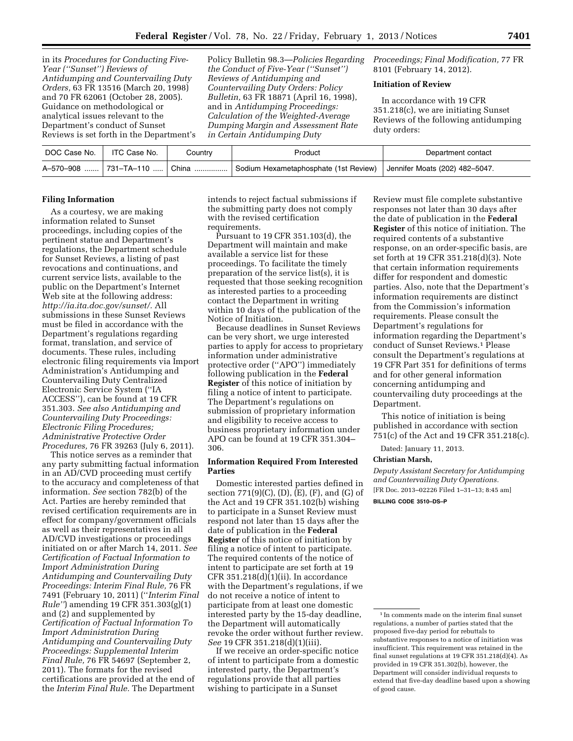in its *Procedures for Conducting Five-Year (''Sunset'') Reviews of Antidumping and Countervailing Duty Orders,* 63 FR 13516 (March 20, 1998) and 70 FR 62061 (October 28, 2005). Guidance on methodological or analytical issues relevant to the Department's conduct of Sunset Reviews is set forth in the Department's Policy Bulletin 98.3—*Policies Regarding the Conduct of Five-Year (''Sunset'') Reviews of Antidumping and Countervailing Duty Orders: Policy Bulletin,* 63 FR 18871 (April 16, 1998), and in *Antidumping Proceedings: Calculation of the Weighted-Average Dumping Margin and Assessment Rate in Certain Antidumping Duty Proceedings; Final Modification,* 77 FR 8101 (February 14, 2012).

**Initiation of Review**

In accordance with 19 CFR 351.218(c), we are initiating Sunset Reviews of the following antidumping duty orders:

| DOC Case No. | ITC Case No. | Country | Product | Department contact |
|---|---|---|---|---|
| A–570–908 ....... | 731–TA–110 ..... | China ............... | Sodium Hexametaphosphate (1st Review) | Jennifer Moats (202) 482–5047. |

**Filing Information**

As a courtesy, we are making information related to Sunset proceedings, including copies of the pertinent statue and Department's regulations, the Department schedule for Sunset Reviews, a listing of past revocations and continuations, and current service lists, available to the public on the Department's Internet Web site at the following address: *http://ia.ita.doc.gov/sunset/.* All submissions in these Sunset Reviews must be filed in accordance with the Department's regulations regarding format, translation, and service of documents. These rules, including electronic filing requirements via Import Administration's Antidumping and Countervailing Duty Centralized Electronic Service System (''IA ACCESS''), can be found at 19 CFR 351.303. *See also Antidumping and Countervailing Duty Proceedings: Electronic Filing Procedures; Administrative Protective Order Procedures,* 76 FR 39263 (July 6, 2011).

This notice serves as a reminder that any party submitting factual information in an AD/CVD proceeding must certify to the accuracy and completeness of that information. *See* section 782(b) of the Act. Parties are hereby reminded that revised certification requirements are in effect for company/government officials as well as their representatives in all AD/CVD investigations or proceedings initiated on or after March 14, 2011. *See Certification of Factual Information to Import Administration During Antidumping and Countervailing Duty Proceedings: Interim Final Rule,* 76 FR 7491 (February 10, 2011) (''*Interim Final Rule''*) amending 19 CFR 351.303(g)(1) and (2) and supplemented by *Certification of Factual Information To Import Administration During Antidumping and Countervailing Duty Proceedings: Supplemental Interim Final Rule,* 76 FR 54697 (September 2, 2011). The formats for the revised certifications are provided at the end of the *Interim Final Rule.* The Department intends to reject factual submissions if the submitting party does not comply with the revised certification requirements.

Pursuant to 19 CFR 351.103(d), the Department will maintain and make available a service list for these proceedings. To facilitate the timely preparation of the service list(s), it is requested that those seeking recognition as interested parties to a proceeding contact the Department in writing within 10 days of the publication of the Notice of Initiation.

Because deadlines in Sunset Reviews can be very short, we urge interested parties to apply for access to proprietary information under administrative protective order (''APO'') immediately following publication in the **Federal Register** of this notice of initiation by filing a notice of intent to participate. The Department's regulations on submission of proprietary information and eligibility to receive access to business proprietary information under APO can be found at 19 CFR 351.304–306.

**Information Required From Interested Parties**

Domestic interested parties defined in section 771(9)(C), (D), (E), (F), and (G) of the Act and 19 CFR 351.102(b) wishing to participate in a Sunset Review must respond not later than 15 days after the date of publication in the **Federal Register** of this notice of initiation by filing a notice of intent to participate. The required contents of the notice of intent to participate are set forth at 19 CFR 351.218(d)(1)(ii). In accordance with the Department's regulations, if we do not receive a notice of intent to participate from at least one domestic interested party by the 15-day deadline, the Department will automatically revoke the order without further review. *See* 19 CFR 351.218(d)(1)(iii).

If we receive an order-specific notice of intent to participate from a domestic interested party, the Department's regulations provide that all parties wishing to participate in a Sunset Review must file complete substantive responses not later than 30 days after the date of publication in the **Federal Register** of this notice of initiation. The required contents of a substantive response, on an order-specific basis, are set forth at 19 CFR 351.218(d)(3). Note that certain information requirements differ for respondent and domestic parties. Also, note that the Department's information requirements are distinct from the Commission's information requirements. Please consult the Department's regulations for information regarding the Department's conduct of Sunset Reviews.[1] Please consult the Department's regulations at 19 CFR Part 351 for definitions of terms and for other general information concerning antidumping and countervailing duty proceedings at the Department.

This notice of initiation is being published in accordance with section 751(c) of the Act and 19 CFR 351.218(c).

Dated: January 11, 2013.

**Christian Marsh,**

*Deputy Assistant Secretary for Antidumping and Countervailing Duty Operations.*

[FR Doc. 2013–02226 Filed 1–31–13; 8:45 am]

**BILLING CODE 3510–DS–P**

[1] In comments made on the interim final sunset regulations, a number of parties stated that the proposed five-day period for rebuttals to substantive responses to a notice of initiation was insufficient. This requirement was retained in the final sunset regulations at 19 CFR 351.218(d)(4). As provided in 19 CFR 351.302(b), however, the Department will consider individual requests to extend that five-day deadline based upon a showing of good cause.